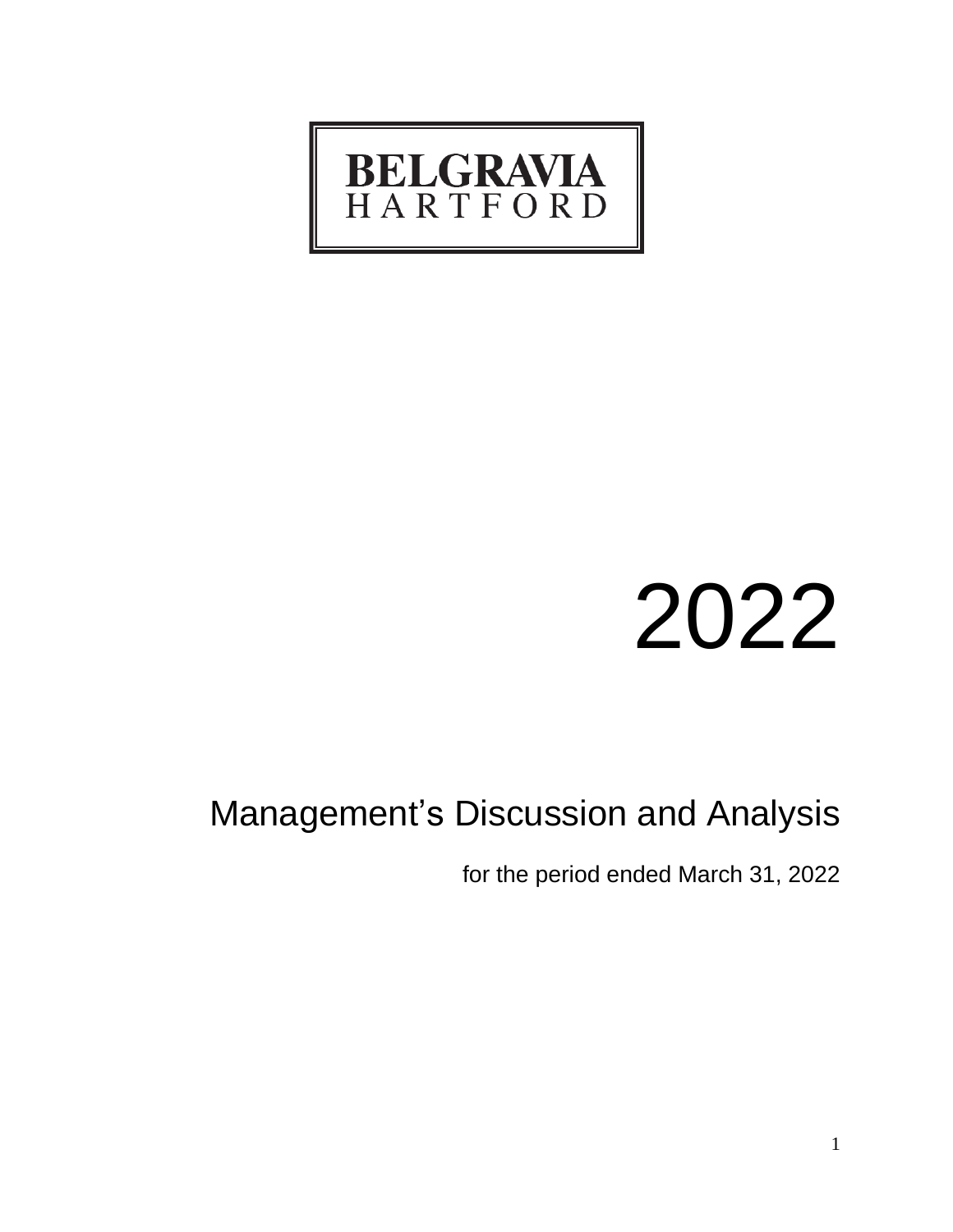BELGRAVIA
HARTFORD

# 2022

## Management's Discussion and Analysis

for the period ended March 31, 2022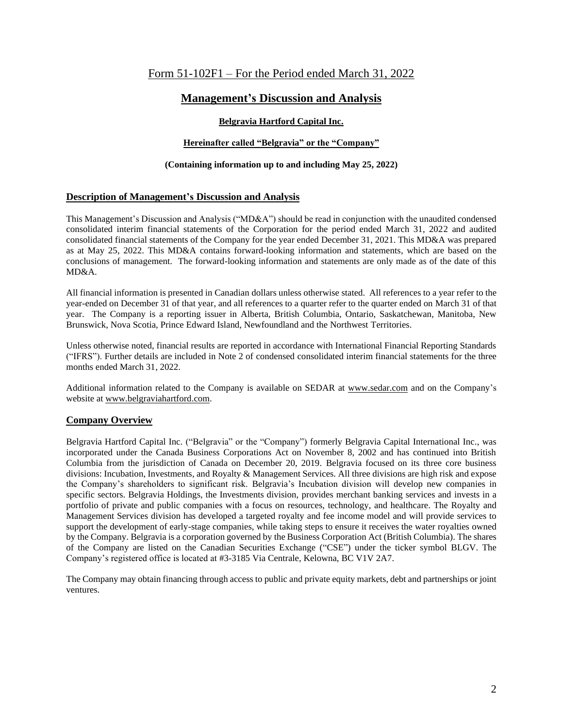# Form 51-102F1 – For the Period ended March 31, 2022

## Management's Discussion and Analysis

**Belgravia Hartford Capital Inc.**

**Hereinafter called "Belgravia" or the "Company"**

**(Containing information up to and including May 25, 2022)**

### Description of Management's Discussion and Analysis

This Management's Discussion and Analysis ("MD&A") should be read in conjunction with the unaudited condensed consolidated interim financial statements of the Corporation for the period ended March 31, 2022 and audited consolidated financial statements of the Company for the year ended December 31, 2021. This MD&A was prepared as at May 25, 2022. This MD&A contains forward-looking information and statements, which are based on the conclusions of management. The forward-looking information and statements are only made as of the date of this MD&A.

All financial information is presented in Canadian dollars unless otherwise stated. All references to a year refer to the year-ended on December 31 of that year, and all references to a quarter refer to the quarter ended on March 31 of that year. The Company is a reporting issuer in Alberta, British Columbia, Ontario, Saskatchewan, Manitoba, New Brunswick, Nova Scotia, Prince Edward Island, Newfoundland and the Northwest Territories.

Unless otherwise noted, financial results are reported in accordance with International Financial Reporting Standards ("IFRS"). Further details are included in Note 2 of condensed consolidated interim financial statements for the three months ended March 31, 2022.

Additional information related to the Company is available on SEDAR at www.sedar.com and on the Company's website at www.belgraviahartford.com.

### Company Overview

Belgravia Hartford Capital Inc. ("Belgravia" or the "Company") formerly Belgravia Capital International Inc., was incorporated under the Canada Business Corporations Act on November 8, 2002 and has continued into British Columbia from the jurisdiction of Canada on December 20, 2019. Belgravia focused on its three core business divisions: Incubation, Investments, and Royalty & Management Services. All three divisions are high risk and expose the Company's shareholders to significant risk. Belgravia's Incubation division will develop new companies in specific sectors. Belgravia Holdings, the Investments division, provides merchant banking services and invests in a portfolio of private and public companies with a focus on resources, technology, and healthcare. The Royalty and Management Services division has developed a targeted royalty and fee income model and will provide services to support the development of early-stage companies, while taking steps to ensure it receives the water royalties owned by the Company. Belgravia is a corporation governed by the Business Corporation Act (British Columbia). The shares of the Company are listed on the Canadian Securities Exchange ("CSE") under the ticker symbol BLGV. The Company's registered office is located at #3-3185 Via Centrale, Kelowna, BC V1V 2A7.

The Company may obtain financing through access to public and private equity markets, debt and partnerships or joint ventures.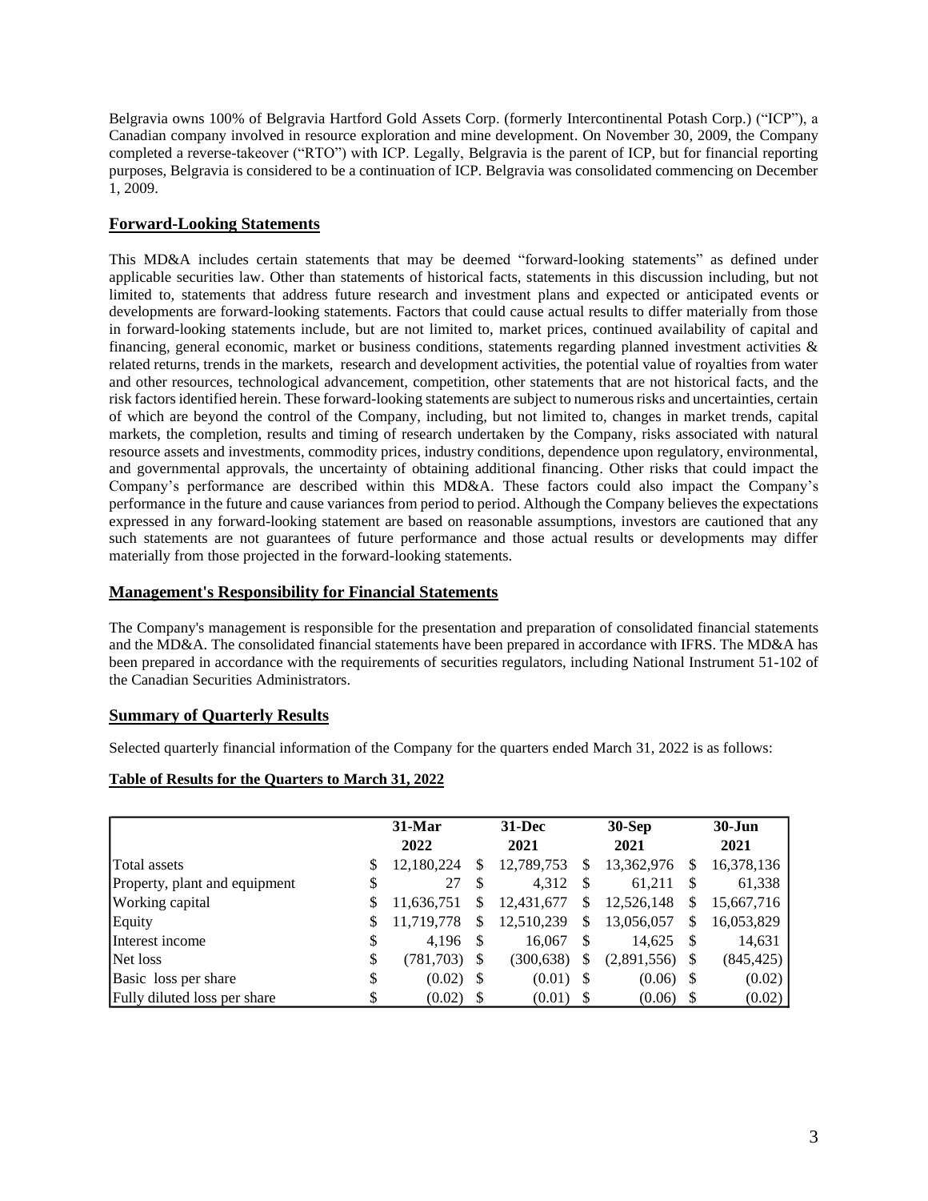Belgravia owns 100% of Belgravia Hartford Gold Assets Corp. (formerly Intercontinental Potash Corp.) ("ICP"), a Canadian company involved in resource exploration and mine development. On November 30, 2009, the Company completed a reverse-takeover ("RTO") with ICP. Legally, Belgravia is the parent of ICP, but for financial reporting purposes, Belgravia is considered to be a continuation of ICP. Belgravia was consolidated commencing on December 1, 2009.

## Forward-Looking Statements

This MD&A includes certain statements that may be deemed "forward-looking statements" as defined under applicable securities law. Other than statements of historical facts, statements in this discussion including, but not limited to, statements that address future research and investment plans and expected or anticipated events or developments are forward-looking statements. Factors that could cause actual results to differ materially from those in forward-looking statements include, but are not limited to, market prices, continued availability of capital and financing, general economic, market or business conditions, statements regarding planned investment activities & related returns, trends in the markets, research and development activities, the potential value of royalties from water and other resources, technological advancement, competition, other statements that are not historical facts, and the risk factors identified herein. These forward-looking statements are subject to numerous risks and uncertainties, certain of which are beyond the control of the Company, including, but not limited to, changes in market trends, capital markets, the completion, results and timing of research undertaken by the Company, risks associated with natural resource assets and investments, commodity prices, industry conditions, dependence upon regulatory, environmental, and governmental approvals, the uncertainty of obtaining additional financing. Other risks that could impact the Company's performance are described within this MD&A. These factors could also impact the Company's performance in the future and cause variances from period to period. Although the Company believes the expectations expressed in any forward-looking statement are based on reasonable assumptions, investors are cautioned that any such statements are not guarantees of future performance and those actual results or developments may differ materially from those projected in the forward-looking statements.

## Management's Responsibility for Financial Statements

The Company's management is responsible for the presentation and preparation of consolidated financial statements and the MD&A. The consolidated financial statements have been prepared in accordance with IFRS. The MD&A has been prepared in accordance with the requirements of securities regulators, including National Instrument 51-102 of the Canadian Securities Administrators.

## Summary of Quarterly Results

Selected quarterly financial information of the Company for the quarters ended March 31, 2022 is as follows:

**Table of Results for the Quarters to March 31, 2022**

| | 31-Mar 2022 | 31-Dec 2021 | 30-Sep 2021 | 30-Jun 2021 |
|---|---|---|---|---|
| Total assets | $ 12,180,224 | $ 12,789,753 | $ 13,362,976 | $ 16,378,136 |
| Property, plant and equipment | $ 27 | $ 4,312 | $ 61,211 | $ 61,338 |
| Working capital | $ 11,636,751 | $ 12,431,677 | $ 12,526,148 | $ 15,667,716 |
| Equity | $ 11,719,778 | $ 12,510,239 | $ 13,056,057 | $ 16,053,829 |
| Interest income | $ 4,196 | $ 16,067 | $ 14,625 | $ 14,631 |
| Net loss | $ (781,703) | $ (300,638) | $ (2,891,556) | $ (845,425) |
| Basic loss per share | $ (0.02) | $ (0.01) | $ (0.06) | $ (0.02) |
| Fully diluted loss per share | $ (0.02) | $ (0.01) | $ (0.06) | $ (0.02) |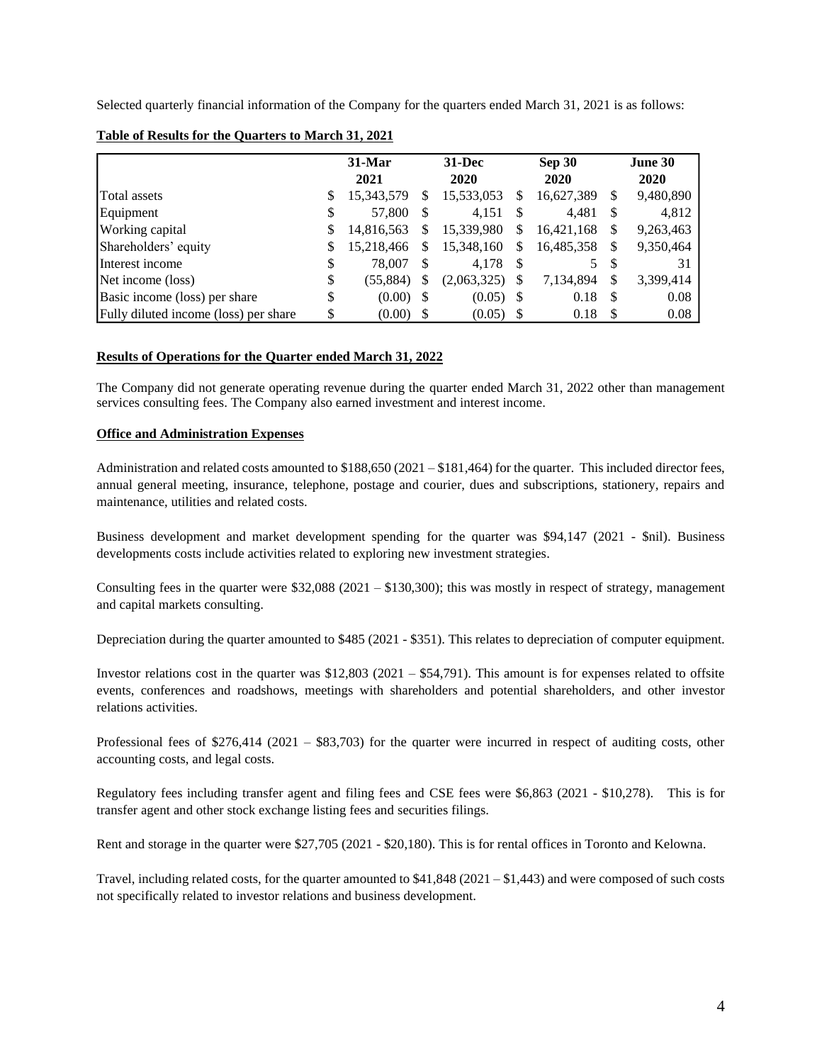Selected quarterly financial information of the Company for the quarters ended March 31, 2021 is as follows:

**Table of Results for the Quarters to March 31, 2021**

| | 31-Mar 2021 | 31-Dec 2020 | Sep 30 2020 | June 30 2020 |
|---|---|---|---|---|
| Total assets | $ 15,343,579 | $ 15,533,053 | $ 16,627,389 | $ 9,480,890 |
| Equipment | $ 57,800 | $ 4,151 | $ 4,481 | $ 4,812 |
| Working capital | $ 14,816,563 | $ 15,339,980 | $ 16,421,168 | $ 9,263,463 |
| Shareholders' equity | $ 15,218,466 | $ 15,348,160 | $ 16,485,358 | $ 9,350,464 |
| Interest income | $ 78,007 | $ 4,178 | $ 5 | $ 31 |
| Net income (loss) | $ (55,884) | $ (2,063,325) | $ 7,134,894 | $ 3,399,414 |
| Basic income (loss) per share | $ (0.00) | $ (0.05) | $ 0.18 | $ 0.08 |
| Fully diluted income (loss) per share | $ (0.00) | $ (0.05) | $ 0.18 | $ 0.08 |

**Results of Operations for the Quarter ended March 31, 2022**

The Company did not generate operating revenue during the quarter ended March 31, 2022 other than management services consulting fees. The Company also earned investment and interest income.

**Office and Administration Expenses**

Administration and related costs amounted to $188,650 (2021 – $181,464) for the quarter. This included director fees, annual general meeting, insurance, telephone, postage and courier, dues and subscriptions, stationery, repairs and maintenance, utilities and related costs.

Business development and market development spending for the quarter was $94,147 (2021 - $nil). Business developments costs include activities related to exploring new investment strategies.

Consulting fees in the quarter were $32,088 (2021 – $130,300); this was mostly in respect of strategy, management and capital markets consulting.

Depreciation during the quarter amounted to $485 (2021 - $351). This relates to depreciation of computer equipment.

Investor relations cost in the quarter was $12,803 (2021 – $54,791). This amount is for expenses related to offsite events, conferences and roadshows, meetings with shareholders and potential shareholders, and other investor relations activities.

Professional fees of $276,414 (2021 – $83,703) for the quarter were incurred in respect of auditing costs, other accounting costs, and legal costs.

Regulatory fees including transfer agent and filing fees and CSE fees were $6,863 (2021 - $10,278). This is for transfer agent and other stock exchange listing fees and securities filings.

Rent and storage in the quarter were $27,705 (2021 - $20,180). This is for rental offices in Toronto and Kelowna.

Travel, including related costs, for the quarter amounted to $41,848 (2021 – $1,443) and were composed of such costs not specifically related to investor relations and business development.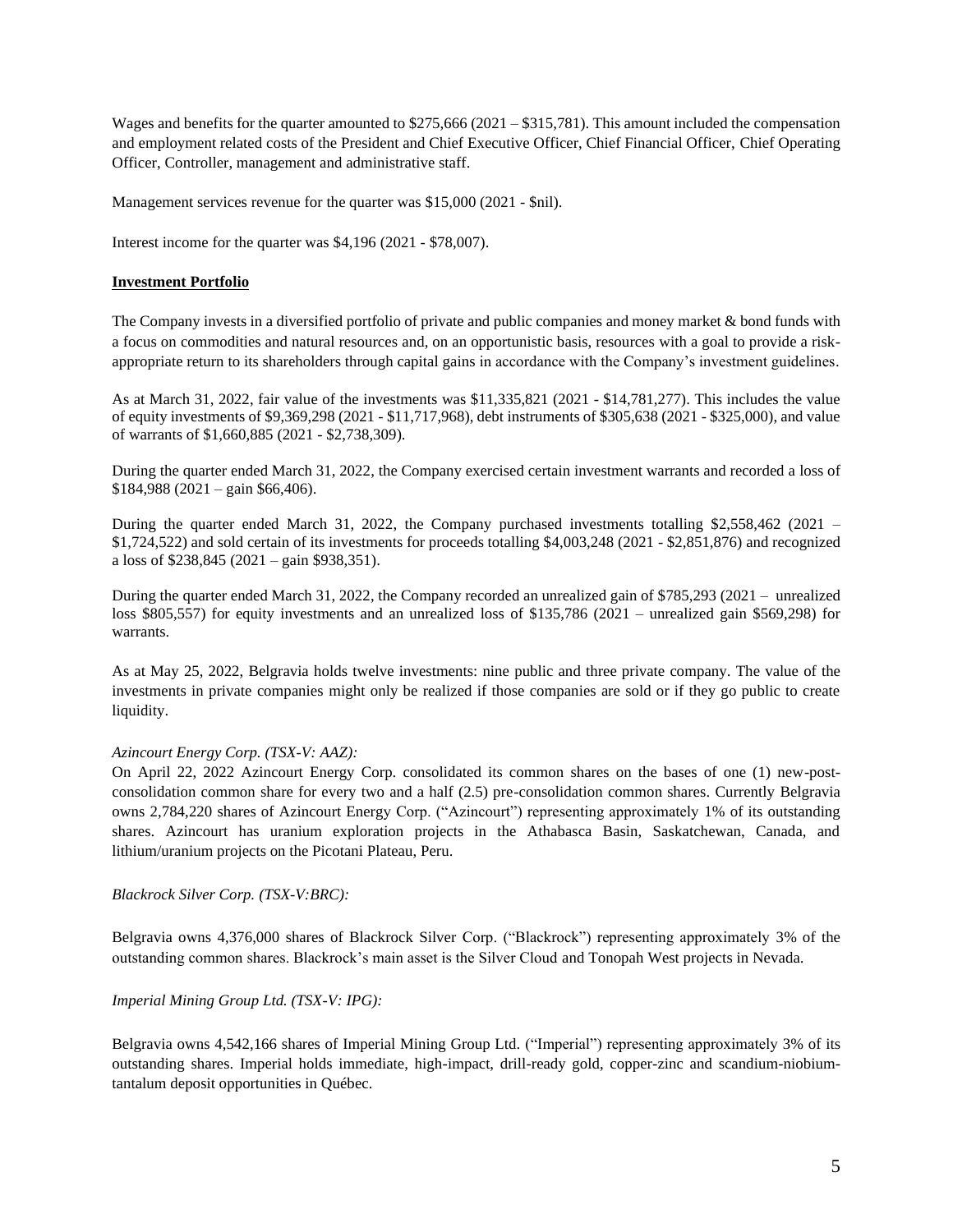Wages and benefits for the quarter amounted to $275,666 (2021 – $315,781). This amount included the compensation and employment related costs of the President and Chief Executive Officer, Chief Financial Officer, Chief Operating Officer, Controller, management and administrative staff.

Management services revenue for the quarter was $15,000 (2021 - $nil).

Interest income for the quarter was $4,196 (2021 - $78,007).

**Investment Portfolio**

The Company invests in a diversified portfolio of private and public companies and money market & bond funds with a focus on commodities and natural resources and, on an opportunistic basis, resources with a goal to provide a risk-appropriate return to its shareholders through capital gains in accordance with the Company's investment guidelines.

As at March 31, 2022, fair value of the investments was $11,335,821 (2021 - $14,781,277). This includes the value of equity investments of $9,369,298 (2021 - $11,717,968), debt instruments of $305,638 (2021 - $325,000), and value of warrants of $1,660,885 (2021 - $2,738,309).

During the quarter ended March 31, 2022, the Company exercised certain investment warrants and recorded a loss of $184,988 (2021 – gain $66,406).

During the quarter ended March 31, 2022, the Company purchased investments totalling $2,558,462 (2021 – $1,724,522) and sold certain of its investments for proceeds totalling $4,003,248 (2021 - $2,851,876) and recognized a loss of $238,845 (2021 – gain $938,351).

During the quarter ended March 31, 2022, the Company recorded an unrealized gain of $785,293 (2021 – unrealized loss $805,557) for equity investments and an unrealized loss of $135,786 (2021 – unrealized gain $569,298) for warrants.

As at May 25, 2022, Belgravia holds twelve investments: nine public and three private company. The value of the investments in private companies might only be realized if those companies are sold or if they go public to create liquidity.

*Azincourt Energy Corp. (TSX-V: AAZ):*

On April 22, 2022 Azincourt Energy Corp. consolidated its common shares on the bases of one (1) new-post-consolidation common share for every two and a half (2.5) pre-consolidation common shares. Currently Belgravia owns 2,784,220 shares of Azincourt Energy Corp. ("Azincourt") representing approximately 1% of its outstanding shares. Azincourt has uranium exploration projects in the Athabasca Basin, Saskatchewan, Canada, and lithium/uranium projects on the Picotani Plateau, Peru.

*Blackrock Silver Corp. (TSX-V:BRC):*

Belgravia owns 4,376,000 shares of Blackrock Silver Corp. ("Blackrock") representing approximately 3% of the outstanding common shares. Blackrock's main asset is the Silver Cloud and Tonopah West projects in Nevada.

*Imperial Mining Group Ltd. (TSX-V: IPG):*

Belgravia owns 4,542,166 shares of Imperial Mining Group Ltd. ("Imperial") representing approximately 3% of its outstanding shares. Imperial holds immediate, high-impact, drill-ready gold, copper-zinc and scandium-niobium-tantalum deposit opportunities in Québec.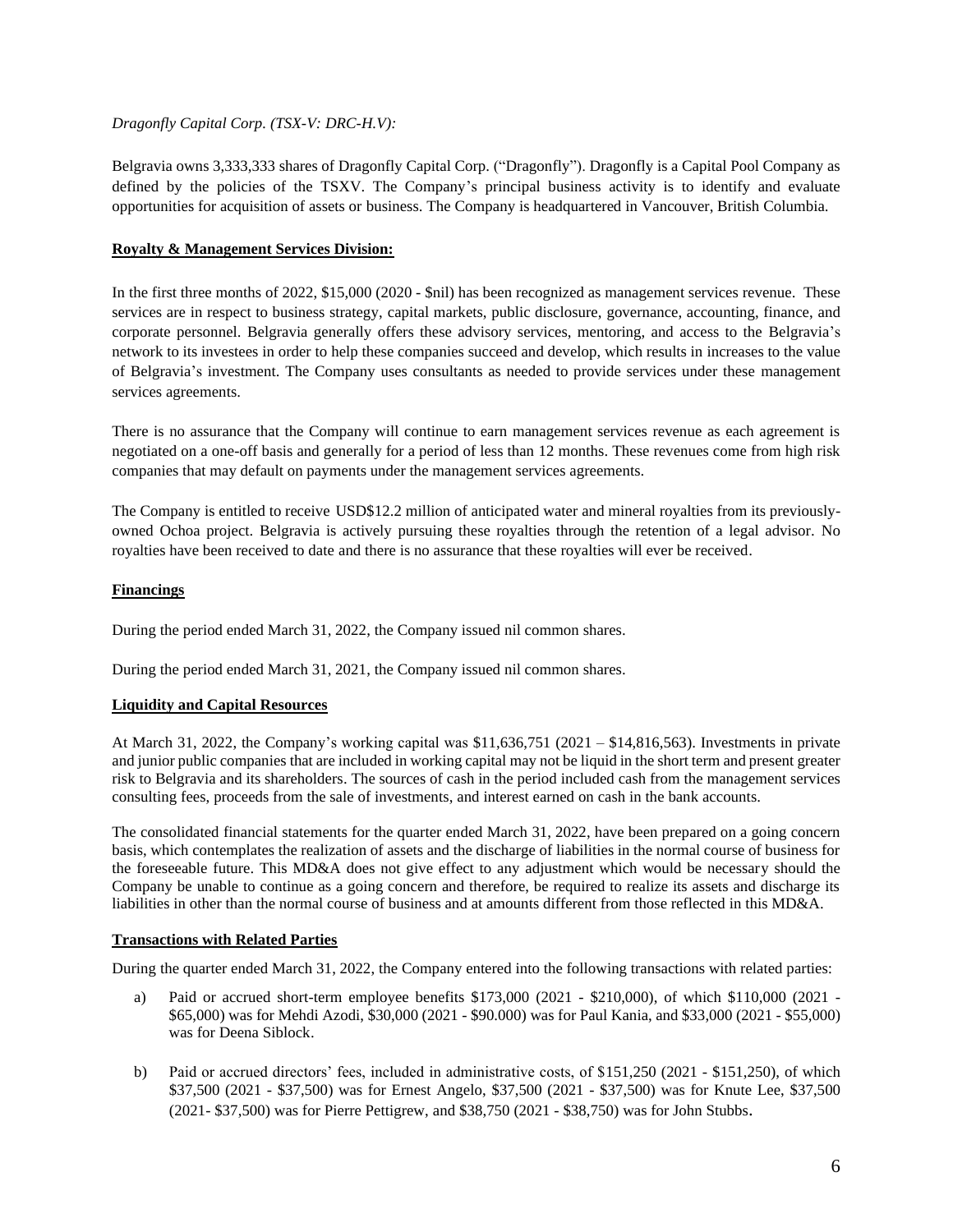*Dragonfly Capital Corp. (TSX-V: DRC-H.V):*

Belgravia owns 3,333,333 shares of Dragonfly Capital Corp. ("Dragonfly"). Dragonfly is a Capital Pool Company as defined by the policies of the TSXV. The Company's principal business activity is to identify and evaluate opportunities for acquisition of assets or business. The Company is headquartered in Vancouver, British Columbia.

**Royalty & Management Services Division:**

In the first three months of 2022, $15,000 (2020 - $nil) has been recognized as management services revenue. These services are in respect to business strategy, capital markets, public disclosure, governance, accounting, finance, and corporate personnel. Belgravia generally offers these advisory services, mentoring, and access to the Belgravia's network to its investees in order to help these companies succeed and develop, which results in increases to the value of Belgravia's investment. The Company uses consultants as needed to provide services under these management services agreements.

There is no assurance that the Company will continue to earn management services revenue as each agreement is negotiated on a one-off basis and generally for a period of less than 12 months. These revenues come from high risk companies that may default on payments under the management services agreements.

The Company is entitled to receive USD$12.2 million of anticipated water and mineral royalties from its previously-owned Ochoa project. Belgravia is actively pursuing these royalties through the retention of a legal advisor. No royalties have been received to date and there is no assurance that these royalties will ever be received.

**Financings**

During the period ended March 31, 2022, the Company issued nil common shares.

During the period ended March 31, 2021, the Company issued nil common shares.

**Liquidity and Capital Resources**

At March 31, 2022, the Company's working capital was $11,636,751 (2021 – $14,816,563). Investments in private and junior public companies that are included in working capital may not be liquid in the short term and present greater risk to Belgravia and its shareholders. The sources of cash in the period included cash from the management services consulting fees, proceeds from the sale of investments, and interest earned on cash in the bank accounts.

The consolidated financial statements for the quarter ended March 31, 2022, have been prepared on a going concern basis, which contemplates the realization of assets and the discharge of liabilities in the normal course of business for the foreseeable future. This MD&A does not give effect to any adjustment which would be necessary should the Company be unable to continue as a going concern and therefore, be required to realize its assets and discharge its liabilities in other than the normal course of business and at amounts different from those reflected in this MD&A.

**Transactions with Related Parties**

During the quarter ended March 31, 2022, the Company entered into the following transactions with related parties:

a) Paid or accrued short-term employee benefits $173,000 (2021 - $210,000), of which $110,000 (2021 - $65,000) was for Mehdi Azodi, $30,000 (2021 - $90.000) was for Paul Kania, and $33,000 (2021 - $55,000) was for Deena Siblock.

b) Paid or accrued directors' fees, included in administrative costs, of $151,250 (2021 - $151,250), of which $37,500 (2021 - $37,500) was for Ernest Angelo, $37,500 (2021 - $37,500) was for Knute Lee, $37,500 (2021- $37,500) was for Pierre Pettigrew, and $38,750 (2021 - $38,750) was for John Stubbs.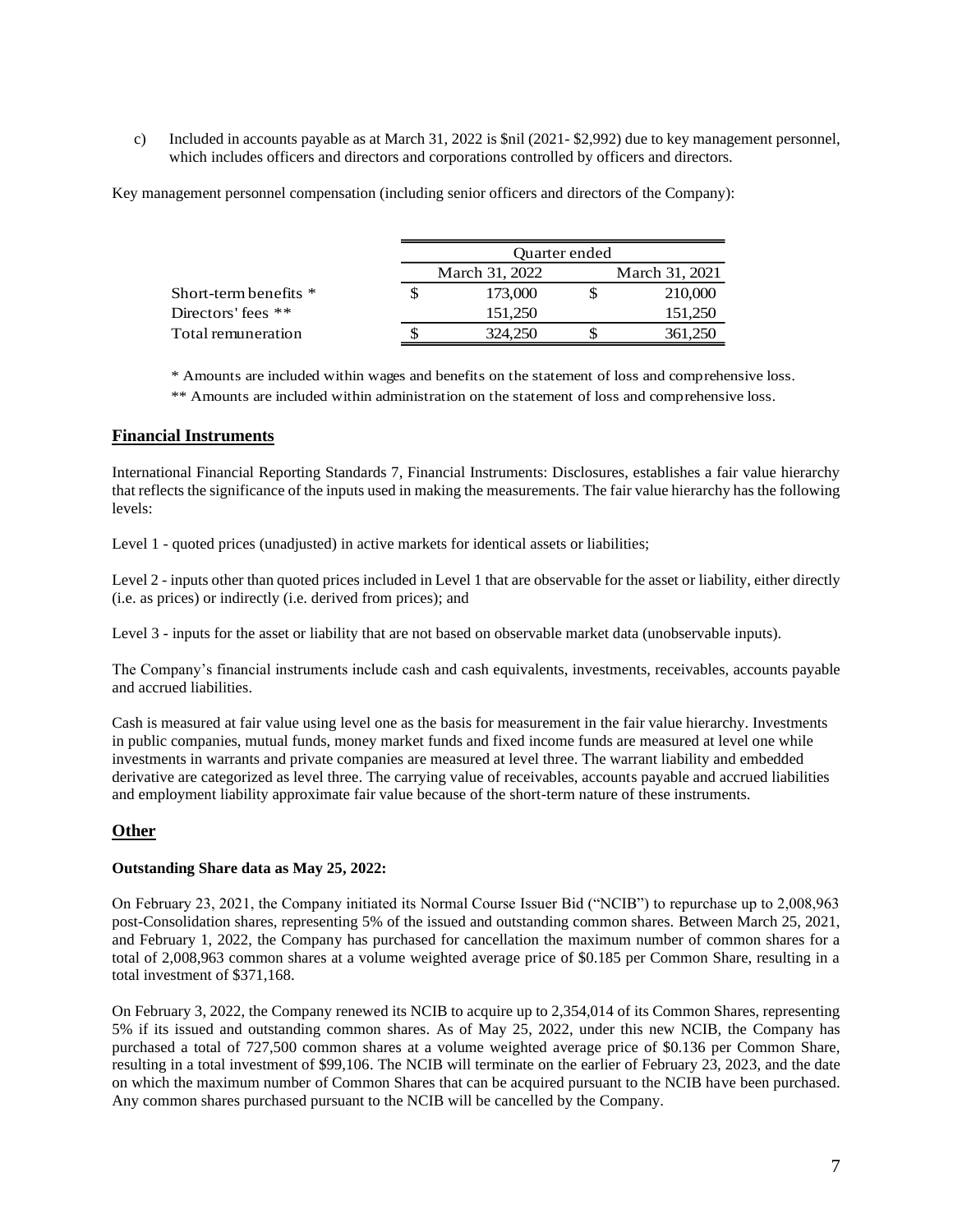c) Included in accounts payable as at March 31, 2022 is $nil (2021- $2,992) due to key management personnel, which includes officers and directors and corporations controlled by officers and directors.

Key management personnel compensation (including senior officers and directors of the Company):

| | Quarter ended | |
|---|---|---|
| | March 31, 2022 | March 31, 2021 |
| Short-term benefits * | $ 173,000 | $ 210,000 |
| Directors' fees ** | 151,250 | 151,250 |
| Total remuneration | $ 324,250 | $ 361,250 |

* Amounts are included within wages and benefits on the statement of loss and comprehensive loss.

** Amounts are included within administration on the statement of loss and comprehensive loss.

## Financial Instruments

International Financial Reporting Standards 7, Financial Instruments: Disclosures, establishes a fair value hierarchy that reflects the significance of the inputs used in making the measurements. The fair value hierarchy has the following levels:

Level 1 - quoted prices (unadjusted) in active markets for identical assets or liabilities;

Level 2 - inputs other than quoted prices included in Level 1 that are observable for the asset or liability, either directly (i.e. as prices) or indirectly (i.e. derived from prices); and

Level 3 - inputs for the asset or liability that are not based on observable market data (unobservable inputs).

The Company's financial instruments include cash and cash equivalents, investments, receivables, accounts payable and accrued liabilities.

Cash is measured at fair value using level one as the basis for measurement in the fair value hierarchy. Investments in public companies, mutual funds, money market funds and fixed income funds are measured at level one while investments in warrants and private companies are measured at level three. The warrant liability and embedded derivative are categorized as level three. The carrying value of receivables, accounts payable and accrued liabilities and employment liability approximate fair value because of the short-term nature of these instruments.

## Other

**Outstanding Share data as May 25, 2022:**

On February 23, 2021, the Company initiated its Normal Course Issuer Bid ("NCIB") to repurchase up to 2,008,963 post-Consolidation shares, representing 5% of the issued and outstanding common shares. Between March 25, 2021, and February 1, 2022, the Company has purchased for cancellation the maximum number of common shares for a total of 2,008,963 common shares at a volume weighted average price of $0.185 per Common Share, resulting in a total investment of $371,168.

On February 3, 2022, the Company renewed its NCIB to acquire up to 2,354,014 of its Common Shares, representing 5% if its issued and outstanding common shares. As of May 25, 2022, under this new NCIB, the Company has purchased a total of 727,500 common shares at a volume weighted average price of $0.136 per Common Share, resulting in a total investment of $99,106. The NCIB will terminate on the earlier of February 23, 2023, and the date on which the maximum number of Common Shares that can be acquired pursuant to the NCIB have been purchased. Any common shares purchased pursuant to the NCIB will be cancelled by the Company.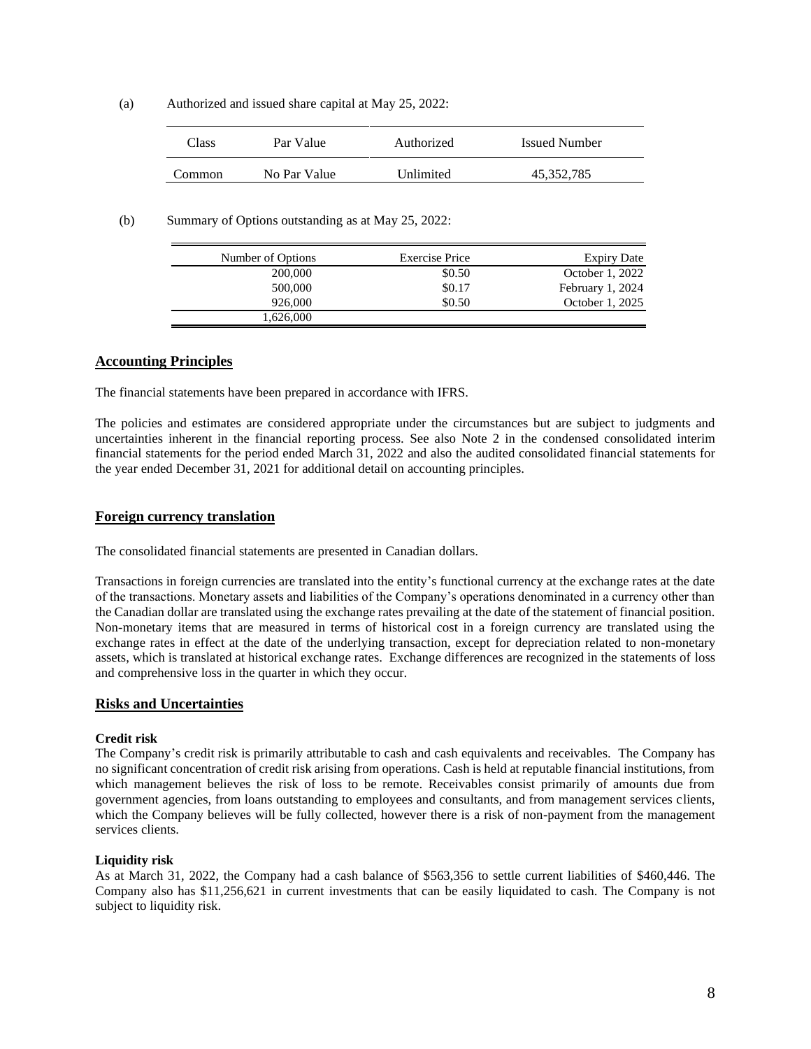(a) Authorized and issued share capital at May 25, 2022:

| Class | Par Value | Authorized | Issued Number |
|---|---|---|---|
| Common | No Par Value | Unlimited | 45,352,785 |

(b) Summary of Options outstanding as at May 25, 2022:

| Number of Options | Exercise Price | Expiry Date |
|---|---|---|
| 200,000 | $0.50 | October 1, 2022 |
| 500,000 | $0.17 | February 1, 2024 |
| 926,000 | $0.50 | October 1, 2025 |
| 1,626,000 | | |

## Accounting Principles

The financial statements have been prepared in accordance with IFRS.

The policies and estimates are considered appropriate under the circumstances but are subject to judgments and uncertainties inherent in the financial reporting process. See also Note 2 in the condensed consolidated interim financial statements for the period ended March 31, 2022 and also the audited consolidated financial statements for the year ended December 31, 2021 for additional detail on accounting principles.

## Foreign currency translation

The consolidated financial statements are presented in Canadian dollars.

Transactions in foreign currencies are translated into the entity's functional currency at the exchange rates at the date of the transactions. Monetary assets and liabilities of the Company's operations denominated in a currency other than the Canadian dollar are translated using the exchange rates prevailing at the date of the statement of financial position. Non-monetary items that are measured in terms of historical cost in a foreign currency are translated using the exchange rates in effect at the date of the underlying transaction, except for depreciation related to non-monetary assets, which is translated at historical exchange rates. Exchange differences are recognized in the statements of loss and comprehensive loss in the quarter in which they occur.

## Risks and Uncertainties

**Credit risk**
The Company's credit risk is primarily attributable to cash and cash equivalents and receivables. The Company has no significant concentration of credit risk arising from operations. Cash is held at reputable financial institutions, from which management believes the risk of loss to be remote. Receivables consist primarily of amounts due from government agencies, from loans outstanding to employees and consultants, and from management services clients, which the Company believes will be fully collected, however there is a risk of non-payment from the management services clients.

**Liquidity risk**
As at March 31, 2022, the Company had a cash balance of $563,356 to settle current liabilities of $460,446. The Company also has $11,256,621 in current investments that can be easily liquidated to cash. The Company is not subject to liquidity risk.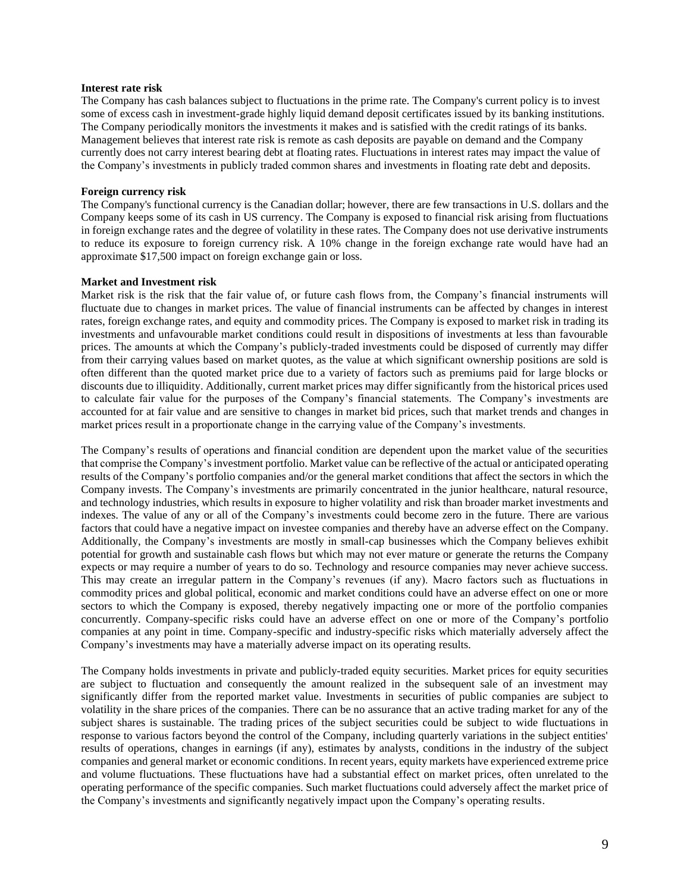**Interest rate risk**

The Company has cash balances subject to fluctuations in the prime rate. The Company's current policy is to invest some of excess cash in investment-grade highly liquid demand deposit certificates issued by its banking institutions. The Company periodically monitors the investments it makes and is satisfied with the credit ratings of its banks. Management believes that interest rate risk is remote as cash deposits are payable on demand and the Company currently does not carry interest bearing debt at floating rates. Fluctuations in interest rates may impact the value of the Company's investments in publicly traded common shares and investments in floating rate debt and deposits.

**Foreign currency risk**

The Company's functional currency is the Canadian dollar; however, there are few transactions in U.S. dollars and the Company keeps some of its cash in US currency. The Company is exposed to financial risk arising from fluctuations in foreign exchange rates and the degree of volatility in these rates. The Company does not use derivative instruments to reduce its exposure to foreign currency risk. A 10% change in the foreign exchange rate would have had an approximate $17,500 impact on foreign exchange gain or loss.

**Market and Investment risk**

Market risk is the risk that the fair value of, or future cash flows from, the Company's financial instruments will fluctuate due to changes in market prices. The value of financial instruments can be affected by changes in interest rates, foreign exchange rates, and equity and commodity prices. The Company is exposed to market risk in trading its investments and unfavourable market conditions could result in dispositions of investments at less than favourable prices. The amounts at which the Company's publicly-traded investments could be disposed of currently may differ from their carrying values based on market quotes, as the value at which significant ownership positions are sold is often different than the quoted market price due to a variety of factors such as premiums paid for large blocks or discounts due to illiquidity. Additionally, current market prices may differ significantly from the historical prices used to calculate fair value for the purposes of the Company's financial statements. The Company's investments are accounted for at fair value and are sensitive to changes in market bid prices, such that market trends and changes in market prices result in a proportionate change in the carrying value of the Company's investments.

The Company's results of operations and financial condition are dependent upon the market value of the securities that comprise the Company's investment portfolio. Market value can be reflective of the actual or anticipated operating results of the Company's portfolio companies and/or the general market conditions that affect the sectors in which the Company invests. The Company's investments are primarily concentrated in the junior healthcare, natural resource, and technology industries, which results in exposure to higher volatility and risk than broader market investments and indexes. The value of any or all of the Company's investments could become zero in the future. There are various factors that could have a negative impact on investee companies and thereby have an adverse effect on the Company. Additionally, the Company's investments are mostly in small-cap businesses which the Company believes exhibit potential for growth and sustainable cash flows but which may not ever mature or generate the returns the Company expects or may require a number of years to do so. Technology and resource companies may never achieve success. This may create an irregular pattern in the Company's revenues (if any). Macro factors such as fluctuations in commodity prices and global political, economic and market conditions could have an adverse effect on one or more sectors to which the Company is exposed, thereby negatively impacting one or more of the portfolio companies concurrently. Company-specific risks could have an adverse effect on one or more of the Company's portfolio companies at any point in time. Company-specific and industry-specific risks which materially adversely affect the Company's investments may have a materially adverse impact on its operating results.

The Company holds investments in private and publicly-traded equity securities. Market prices for equity securities are subject to fluctuation and consequently the amount realized in the subsequent sale of an investment may significantly differ from the reported market value. Investments in securities of public companies are subject to volatility in the share prices of the companies. There can be no assurance that an active trading market for any of the subject shares is sustainable. The trading prices of the subject securities could be subject to wide fluctuations in response to various factors beyond the control of the Company, including quarterly variations in the subject entities' results of operations, changes in earnings (if any), estimates by analysts, conditions in the industry of the subject companies and general market or economic conditions. In recent years, equity markets have experienced extreme price and volume fluctuations. These fluctuations have had a substantial effect on market prices, often unrelated to the operating performance of the specific companies. Such market fluctuations could adversely affect the market price of the Company's investments and significantly negatively impact upon the Company's operating results.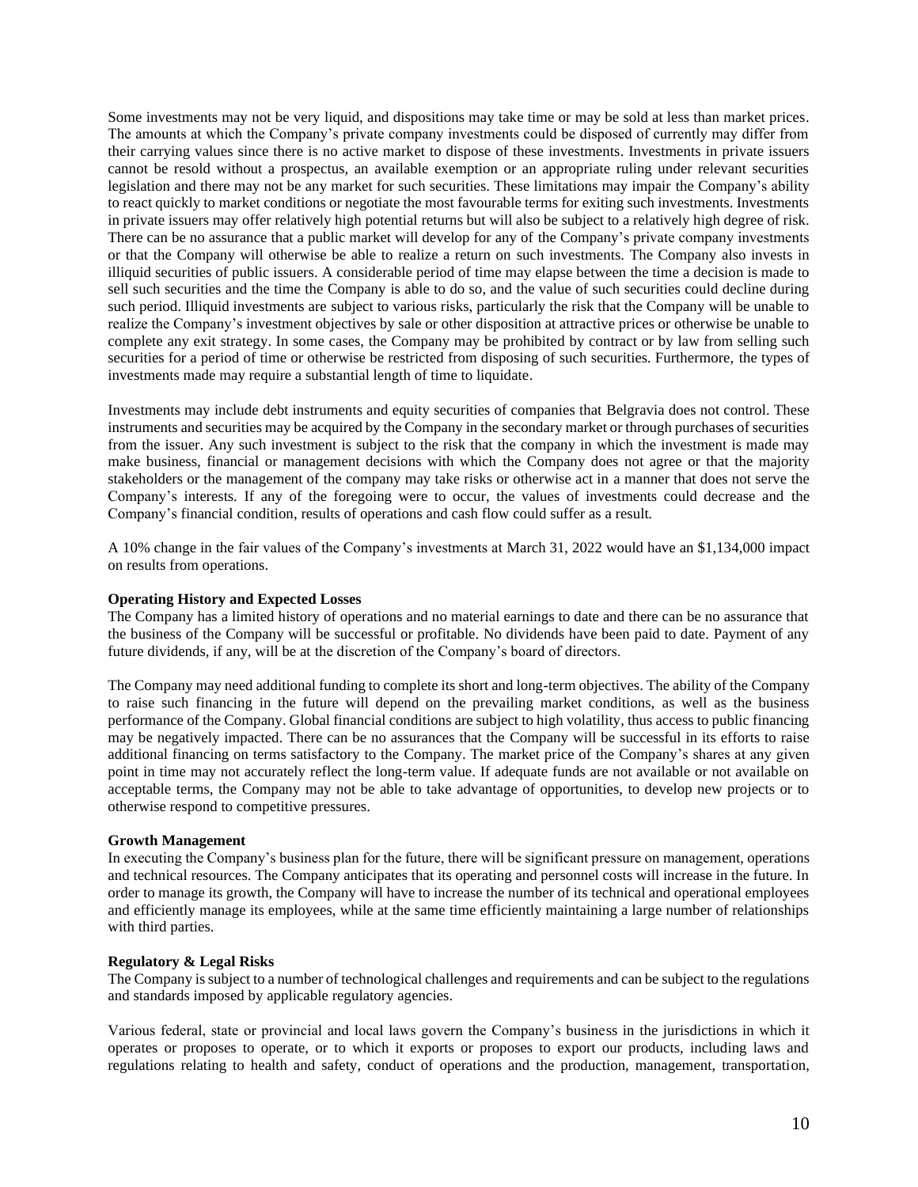Some investments may not be very liquid, and dispositions may take time or may be sold at less than market prices. The amounts at which the Company's private company investments could be disposed of currently may differ from their carrying values since there is no active market to dispose of these investments. Investments in private issuers cannot be resold without a prospectus, an available exemption or an appropriate ruling under relevant securities legislation and there may not be any market for such securities. These limitations may impair the Company's ability to react quickly to market conditions or negotiate the most favourable terms for exiting such investments. Investments in private issuers may offer relatively high potential returns but will also be subject to a relatively high degree of risk. There can be no assurance that a public market will develop for any of the Company's private company investments or that the Company will otherwise be able to realize a return on such investments. The Company also invests in illiquid securities of public issuers. A considerable period of time may elapse between the time a decision is made to sell such securities and the time the Company is able to do so, and the value of such securities could decline during such period. Illiquid investments are subject to various risks, particularly the risk that the Company will be unable to realize the Company's investment objectives by sale or other disposition at attractive prices or otherwise be unable to complete any exit strategy. In some cases, the Company may be prohibited by contract or by law from selling such securities for a period of time or otherwise be restricted from disposing of such securities. Furthermore, the types of investments made may require a substantial length of time to liquidate.

Investments may include debt instruments and equity securities of companies that Belgravia does not control. These instruments and securities may be acquired by the Company in the secondary market or through purchases of securities from the issuer. Any such investment is subject to the risk that the company in which the investment is made may make business, financial or management decisions with which the Company does not agree or that the majority stakeholders or the management of the company may take risks or otherwise act in a manner that does not serve the Company's interests. If any of the foregoing were to occur, the values of investments could decrease and the Company's financial condition, results of operations and cash flow could suffer as a result.

A 10% change in the fair values of the Company's investments at March 31, 2022 would have an $1,134,000 impact on results from operations.

**Operating History and Expected Losses**

The Company has a limited history of operations and no material earnings to date and there can be no assurance that the business of the Company will be successful or profitable. No dividends have been paid to date. Payment of any future dividends, if any, will be at the discretion of the Company's board of directors.

The Company may need additional funding to complete its short and long-term objectives. The ability of the Company to raise such financing in the future will depend on the prevailing market conditions, as well as the business performance of the Company. Global financial conditions are subject to high volatility, thus access to public financing may be negatively impacted. There can be no assurances that the Company will be successful in its efforts to raise additional financing on terms satisfactory to the Company. The market price of the Company's shares at any given point in time may not accurately reflect the long-term value. If adequate funds are not available or not available on acceptable terms, the Company may not be able to take advantage of opportunities, to develop new projects or to otherwise respond to competitive pressures.

**Growth Management**

In executing the Company's business plan for the future, there will be significant pressure on management, operations and technical resources. The Company anticipates that its operating and personnel costs will increase in the future. In order to manage its growth, the Company will have to increase the number of its technical and operational employees and efficiently manage its employees, while at the same time efficiently maintaining a large number of relationships with third parties.

**Regulatory & Legal Risks**

The Company is subject to a number of technological challenges and requirements and can be subject to the regulations and standards imposed by applicable regulatory agencies.

Various federal, state or provincial and local laws govern the Company's business in the jurisdictions in which it operates or proposes to operate, or to which it exports or proposes to export our products, including laws and regulations relating to health and safety, conduct of operations and the production, management, transportation,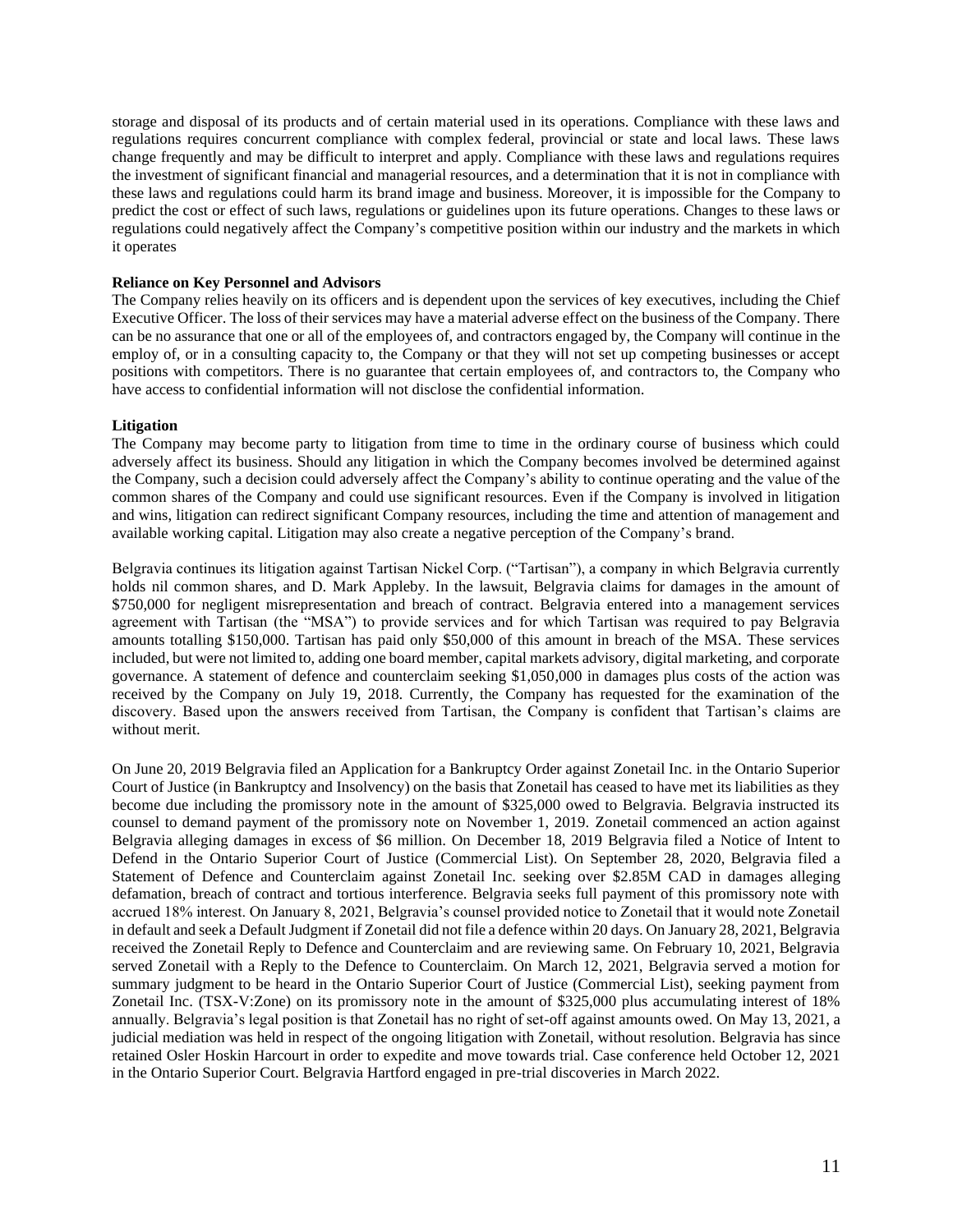storage and disposal of its products and of certain material used in its operations. Compliance with these laws and regulations requires concurrent compliance with complex federal, provincial or state and local laws. These laws change frequently and may be difficult to interpret and apply. Compliance with these laws and regulations requires the investment of significant financial and managerial resources, and a determination that it is not in compliance with these laws and regulations could harm its brand image and business. Moreover, it is impossible for the Company to predict the cost or effect of such laws, regulations or guidelines upon its future operations. Changes to these laws or regulations could negatively affect the Company's competitive position within our industry and the markets in which it operates

**Reliance on Key Personnel and Advisors**

The Company relies heavily on its officers and is dependent upon the services of key executives, including the Chief Executive Officer. The loss of their services may have a material adverse effect on the business of the Company. There can be no assurance that one or all of the employees of, and contractors engaged by, the Company will continue in the employ of, or in a consulting capacity to, the Company or that they will not set up competing businesses or accept positions with competitors. There is no guarantee that certain employees of, and contractors to, the Company who have access to confidential information will not disclose the confidential information.

**Litigation**

The Company may become party to litigation from time to time in the ordinary course of business which could adversely affect its business. Should any litigation in which the Company becomes involved be determined against the Company, such a decision could adversely affect the Company's ability to continue operating and the value of the common shares of the Company and could use significant resources. Even if the Company is involved in litigation and wins, litigation can redirect significant Company resources, including the time and attention of management and available working capital. Litigation may also create a negative perception of the Company's brand.

Belgravia continues its litigation against Tartisan Nickel Corp. ("Tartisan"), a company in which Belgravia currently holds nil common shares, and D. Mark Appleby. In the lawsuit, Belgravia claims for damages in the amount of $750,000 for negligent misrepresentation and breach of contract. Belgravia entered into a management services agreement with Tartisan (the "MSA") to provide services and for which Tartisan was required to pay Belgravia amounts totalling $150,000. Tartisan has paid only $50,000 of this amount in breach of the MSA. These services included, but were not limited to, adding one board member, capital markets advisory, digital marketing, and corporate governance. A statement of defence and counterclaim seeking $1,050,000 in damages plus costs of the action was received by the Company on July 19, 2018. Currently, the Company has requested for the examination of the discovery. Based upon the answers received from Tartisan, the Company is confident that Tartisan's claims are without merit.

On June 20, 2019 Belgravia filed an Application for a Bankruptcy Order against Zonetail Inc. in the Ontario Superior Court of Justice (in Bankruptcy and Insolvency) on the basis that Zonetail has ceased to have met its liabilities as they become due including the promissory note in the amount of $325,000 owed to Belgravia. Belgravia instructed its counsel to demand payment of the promissory note on November 1, 2019. Zonetail commenced an action against Belgravia alleging damages in excess of $6 million. On December 18, 2019 Belgravia filed a Notice of Intent to Defend in the Ontario Superior Court of Justice (Commercial List). On September 28, 2020, Belgravia filed a Statement of Defence and Counterclaim against Zonetail Inc. seeking over $2.85M CAD in damages alleging defamation, breach of contract and tortious interference. Belgravia seeks full payment of this promissory note with accrued 18% interest. On January 8, 2021, Belgravia's counsel provided notice to Zonetail that it would note Zonetail in default and seek a Default Judgment if Zonetail did not file a defence within 20 days. On January 28, 2021, Belgravia received the Zonetail Reply to Defence and Counterclaim and are reviewing same. On February 10, 2021, Belgravia served Zonetail with a Reply to the Defence to Counterclaim. On March 12, 2021, Belgravia served a motion for summary judgment to be heard in the Ontario Superior Court of Justice (Commercial List), seeking payment from Zonetail Inc. (TSX-V:Zone) on its promissory note in the amount of $325,000 plus accumulating interest of 18% annually. Belgravia's legal position is that Zonetail has no right of set-off against amounts owed. On May 13, 2021, a judicial mediation was held in respect of the ongoing litigation with Zonetail, without resolution. Belgravia has since retained Osler Hoskin Harcourt in order to expedite and move towards trial. Case conference held October 12, 2021 in the Ontario Superior Court. Belgravia Hartford engaged in pre-trial discoveries in March 2022.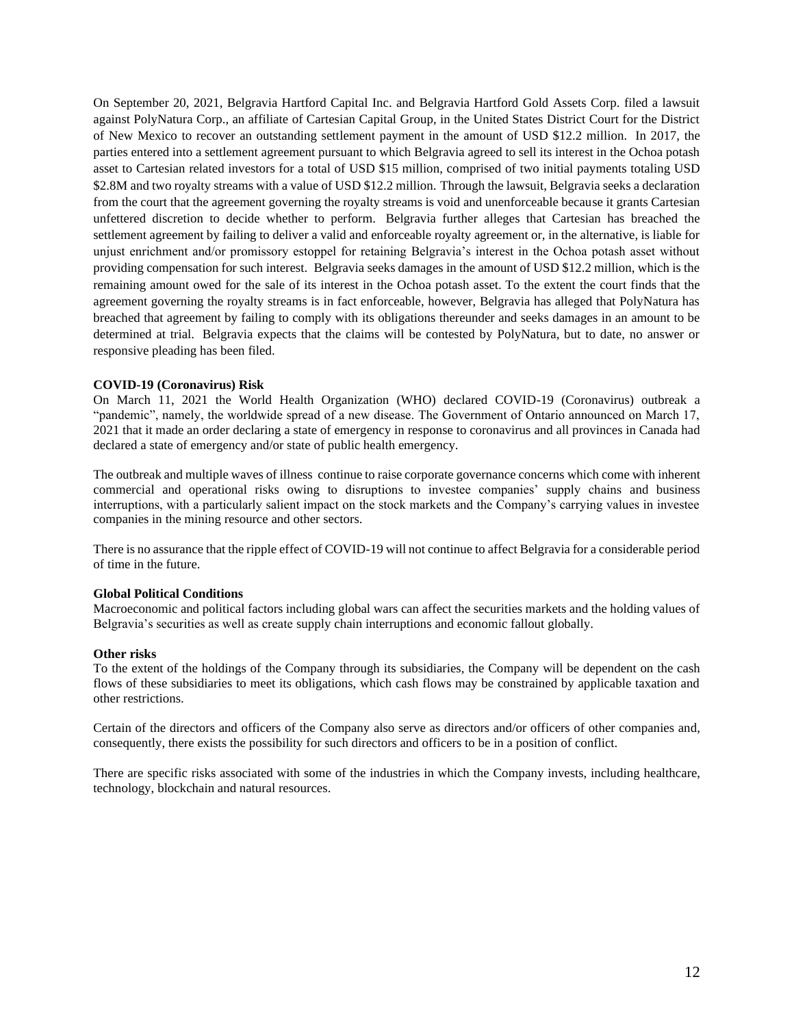On September 20, 2021, Belgravia Hartford Capital Inc. and Belgravia Hartford Gold Assets Corp. filed a lawsuit against PolyNatura Corp., an affiliate of Cartesian Capital Group, in the United States District Court for the District of New Mexico to recover an outstanding settlement payment in the amount of USD $12.2 million. In 2017, the parties entered into a settlement agreement pursuant to which Belgravia agreed to sell its interest in the Ochoa potash asset to Cartesian related investors for a total of USD $15 million, comprised of two initial payments totaling USD $2.8M and two royalty streams with a value of USD $12.2 million. Through the lawsuit, Belgravia seeks a declaration from the court that the agreement governing the royalty streams is void and unenforceable because it grants Cartesian unfettered discretion to decide whether to perform. Belgravia further alleges that Cartesian has breached the settlement agreement by failing to deliver a valid and enforceable royalty agreement or, in the alternative, is liable for unjust enrichment and/or promissory estoppel for retaining Belgravia's interest in the Ochoa potash asset without providing compensation for such interest. Belgravia seeks damages in the amount of USD $12.2 million, which is the remaining amount owed for the sale of its interest in the Ochoa potash asset. To the extent the court finds that the agreement governing the royalty streams is in fact enforceable, however, Belgravia has alleged that PolyNatura has breached that agreement by failing to comply with its obligations thereunder and seeks damages in an amount to be determined at trial. Belgravia expects that the claims will be contested by PolyNatura, but to date, no answer or responsive pleading has been filed.

**COVID-19 (Coronavirus) Risk**

On March 11, 2021 the World Health Organization (WHO) declared COVID-19 (Coronavirus) outbreak a "pandemic", namely, the worldwide spread of a new disease. The Government of Ontario announced on March 17, 2021 that it made an order declaring a state of emergency in response to coronavirus and all provinces in Canada had declared a state of emergency and/or state of public health emergency.

The outbreak and multiple waves of illness continue to raise corporate governance concerns which come with inherent commercial and operational risks owing to disruptions to investee companies' supply chains and business interruptions, with a particularly salient impact on the stock markets and the Company's carrying values in investee companies in the mining resource and other sectors.

There is no assurance that the ripple effect of COVID-19 will not continue to affect Belgravia for a considerable period of time in the future.

**Global Political Conditions**

Macroeconomic and political factors including global wars can affect the securities markets and the holding values of Belgravia's securities as well as create supply chain interruptions and economic fallout globally.

**Other risks**

To the extent of the holdings of the Company through its subsidiaries, the Company will be dependent on the cash flows of these subsidiaries to meet its obligations, which cash flows may be constrained by applicable taxation and other restrictions.

Certain of the directors and officers of the Company also serve as directors and/or officers of other companies and, consequently, there exists the possibility for such directors and officers to be in a position of conflict.

There are specific risks associated with some of the industries in which the Company invests, including healthcare, technology, blockchain and natural resources.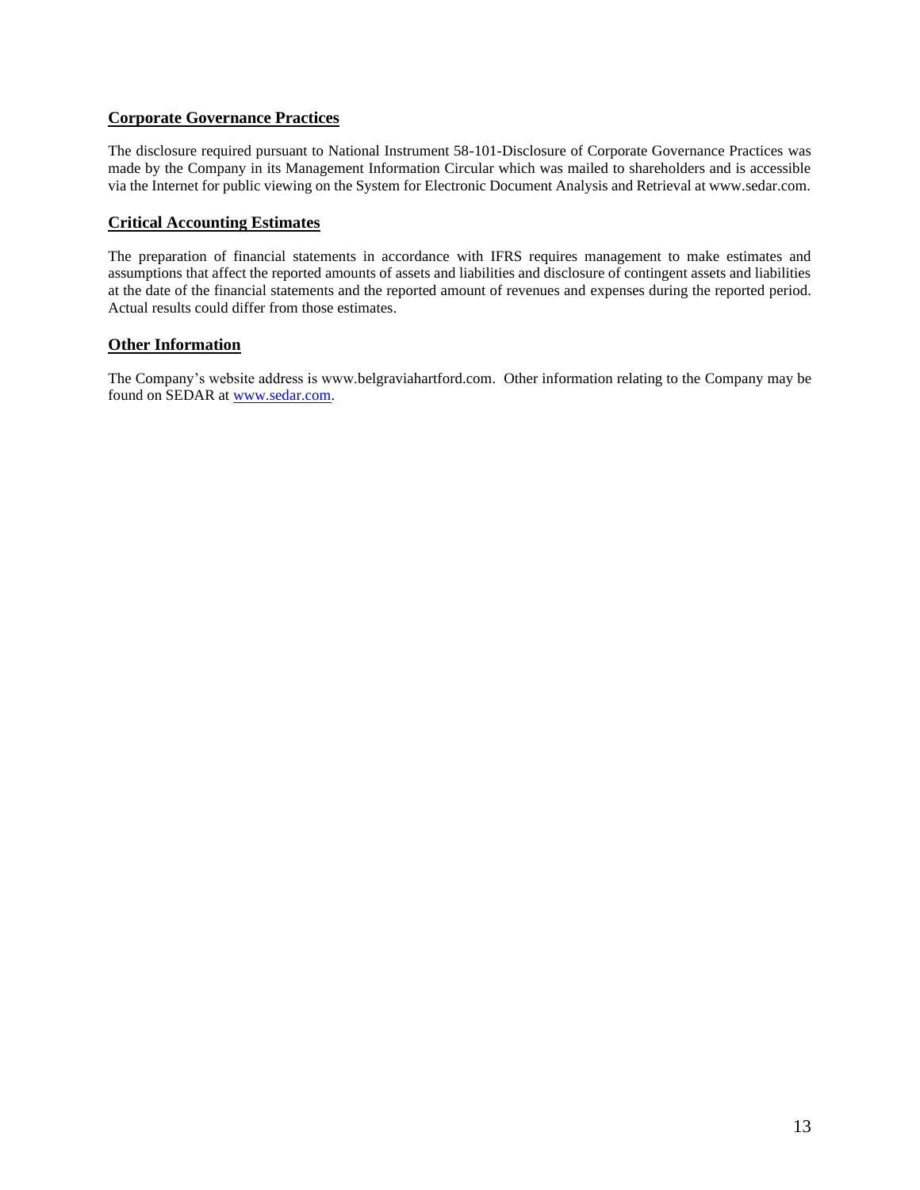## Corporate Governance Practices

The disclosure required pursuant to National Instrument 58-101-Disclosure of Corporate Governance Practices was made by the Company in its Management Information Circular which was mailed to shareholders and is accessible via the Internet for public viewing on the System for Electronic Document Analysis and Retrieval at www.sedar.com.

## Critical Accounting Estimates

The preparation of financial statements in accordance with IFRS requires management to make estimates and assumptions that affect the reported amounts of assets and liabilities and disclosure of contingent assets and liabilities at the date of the financial statements and the reported amount of revenues and expenses during the reported period. Actual results could differ from those estimates.

## Other Information

The Company's website address is www.belgraviahartford.com. Other information relating to the Company may be found on SEDAR at www.sedar.com.